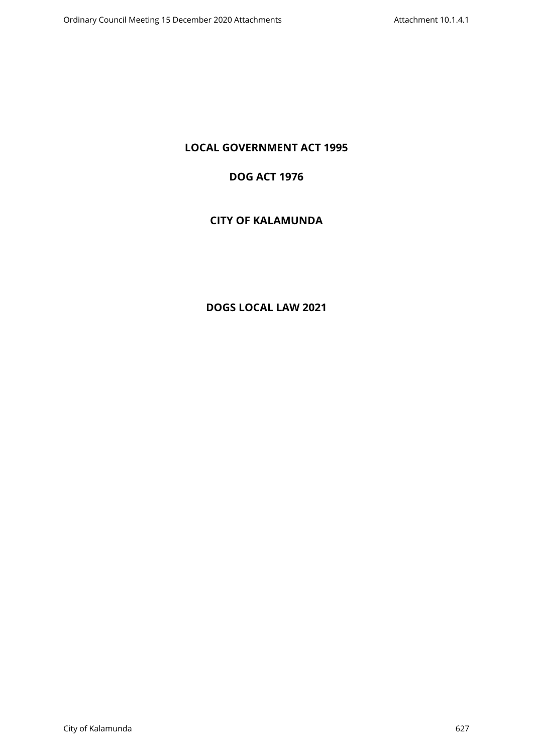# LOCAL GOVERNMENT ACT 1995

# DOG ACT 1976

# CITY OF KALAMUNDA

# DOGS LOCAL LAW 2021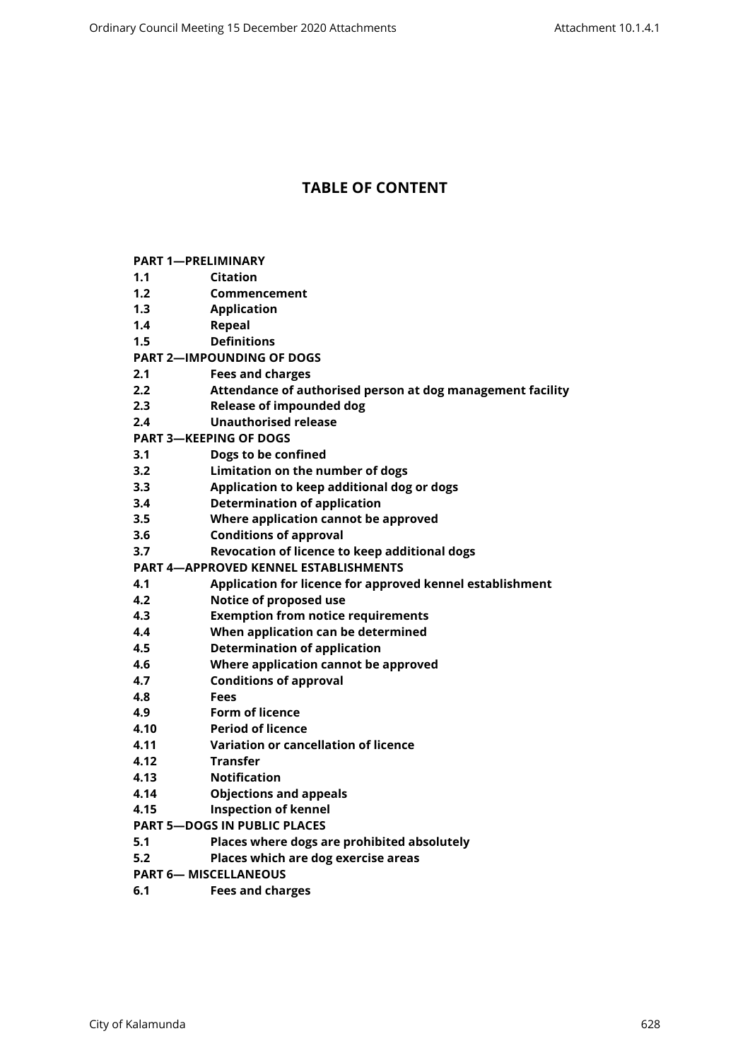# TABLE OF CONTENT

**PART 1—PRELIMINARY**

**1.1 Citation**

**1.2 Commencement**

**1.3 Application**

**1.4 Repeal**

**1.5 Definitions**

**PART 2—IMPOUNDING OF DOGS**

**2.1 Fees and charges**

**2.2 Attendance of authorised person at dog management facility**

**2.3 Release of impounded dog**

**2.4 Unauthorised release**

**PART 3—KEEPING OF DOGS**

**3.1 Dogs to be confined**

**3.2 Limitation on the number of dogs**

**3.3 Application to keep additional dog or dogs**

**3.4 Determination of application**

**3.5 Where application cannot be approved**

**3.6 Conditions of approval**

**3.7 Revocation of licence to keep additional dogs**

**PART 4—APPROVED KENNEL ESTABLISHMENTS**

**4.1 Application for licence for approved kennel establishment**

**4.2 Notice of proposed use**

**4.3 Exemption from notice requirements**

**4.4 When application can be determined**

**4.5 Determination of application**

**4.6 Where application cannot be approved**

**4.7 Conditions of approval**

**4.8 Fees**

**4.9 Form of licence**

**4.10 Period of licence**

**4.11 Variation or cancellation of licence**

**4.12 Transfer**

**4.13 Notification**

**4.14 Objections and appeals**

**4.15 Inspection of kennel**

**PART 5—DOGS IN PUBLIC PLACES**

**5.1 Places where dogs are prohibited absolutely**

**5.2 Places which are dog exercise areas**

**PART 6— MISCELLANEOUS**

**6.1 Fees and charges**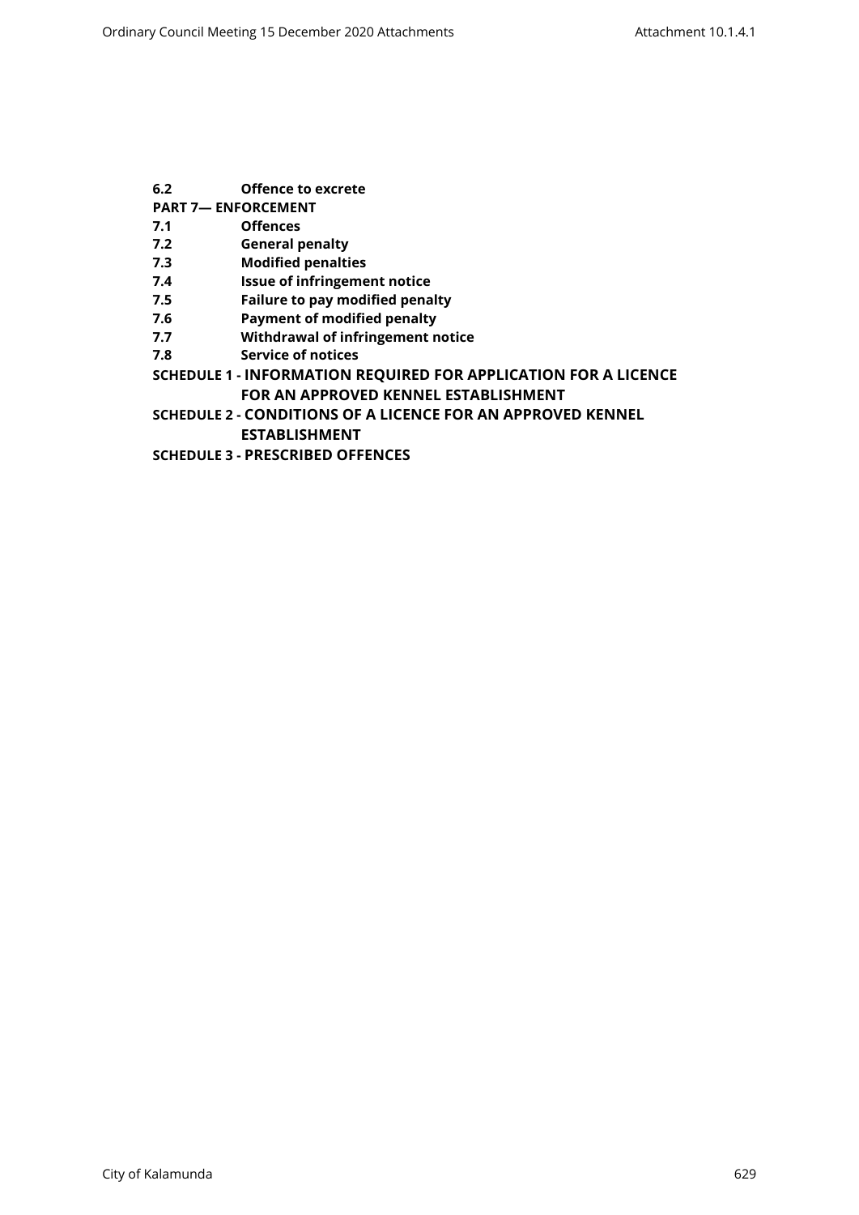**6.2 Offence to excrete**

**PART 7— ENFORCEMENT**

**7.1 Offences**

**7.2 General penalty**

**7.3 Modified penalties**

**7.4 Issue of infringement notice**

**7.5 Failure to pay modified penalty**

**7.6 Payment of modified penalty**

**7.7 Withdrawal of infringement notice**

**7.8 Service of notices**

**SCHEDULE 1 - INFORMATION REQUIRED FOR APPLICATION FOR A LICENCE FOR AN APPROVED KENNEL ESTABLISHMENT**

**SCHEDULE 2 - CONDITIONS OF A LICENCE FOR AN APPROVED KENNEL ESTABLISHMENT**

**SCHEDULE 3 - PRESCRIBED OFFENCES**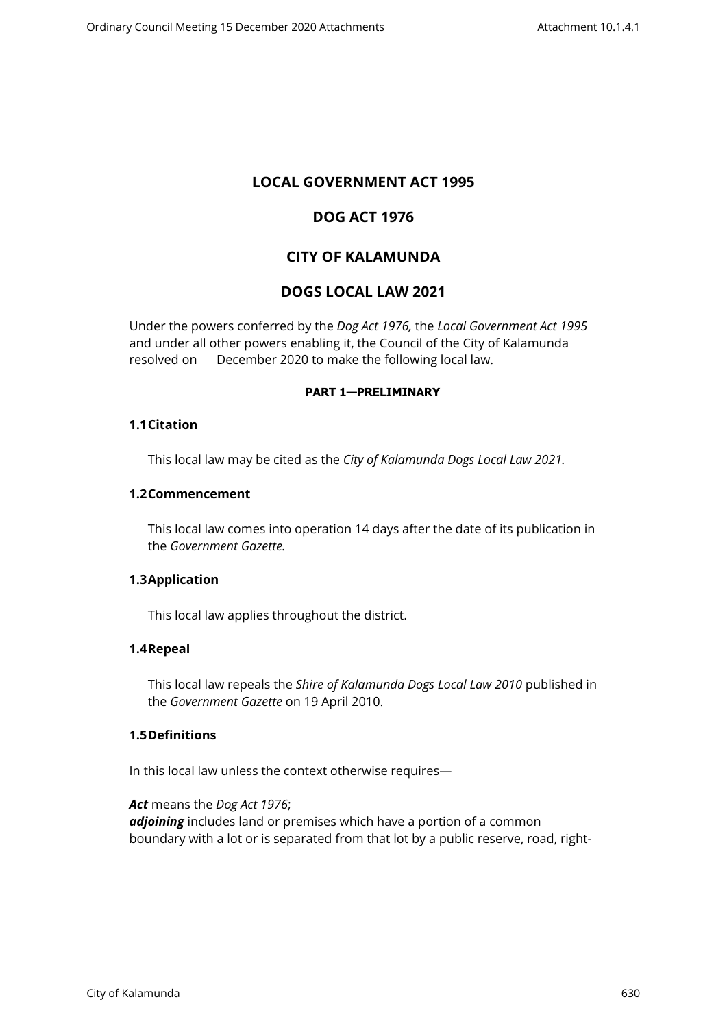# LOCAL GOVERNMENT ACT 1995

# DOG ACT 1976

# CITY OF KALAMUNDA

# DOGS LOCAL LAW 2021

Under the powers conferred by the *Dog Act 1976,* the *Local Government Act 1995* and under all other powers enabling it, the Council of the City of Kalamunda resolved on      December 2020 to make the following local law.

#### PART 1—PRELIMINARY

### 1.1 Citation

This local law may be cited as the *City of Kalamunda Dogs Local Law 2021.*

### 1.2 Commencement

This local law comes into operation 14 days after the date of its publication in the *Government Gazette.*

### 1.3 Application

This local law applies throughout the district.

### 1.4 Repeal

This local law repeals the *Shire of Kalamunda Dogs Local Law 2010* published in the *Government Gazette* on 19 April 2010.

### 1.5 Definitions

In this local law unless the context otherwise requires—

***Act*** means the *Dog Act 1976*;
***adjoining*** includes land or premises which have a portion of a common boundary with a lot or is separated from that lot by a public reserve, road, right-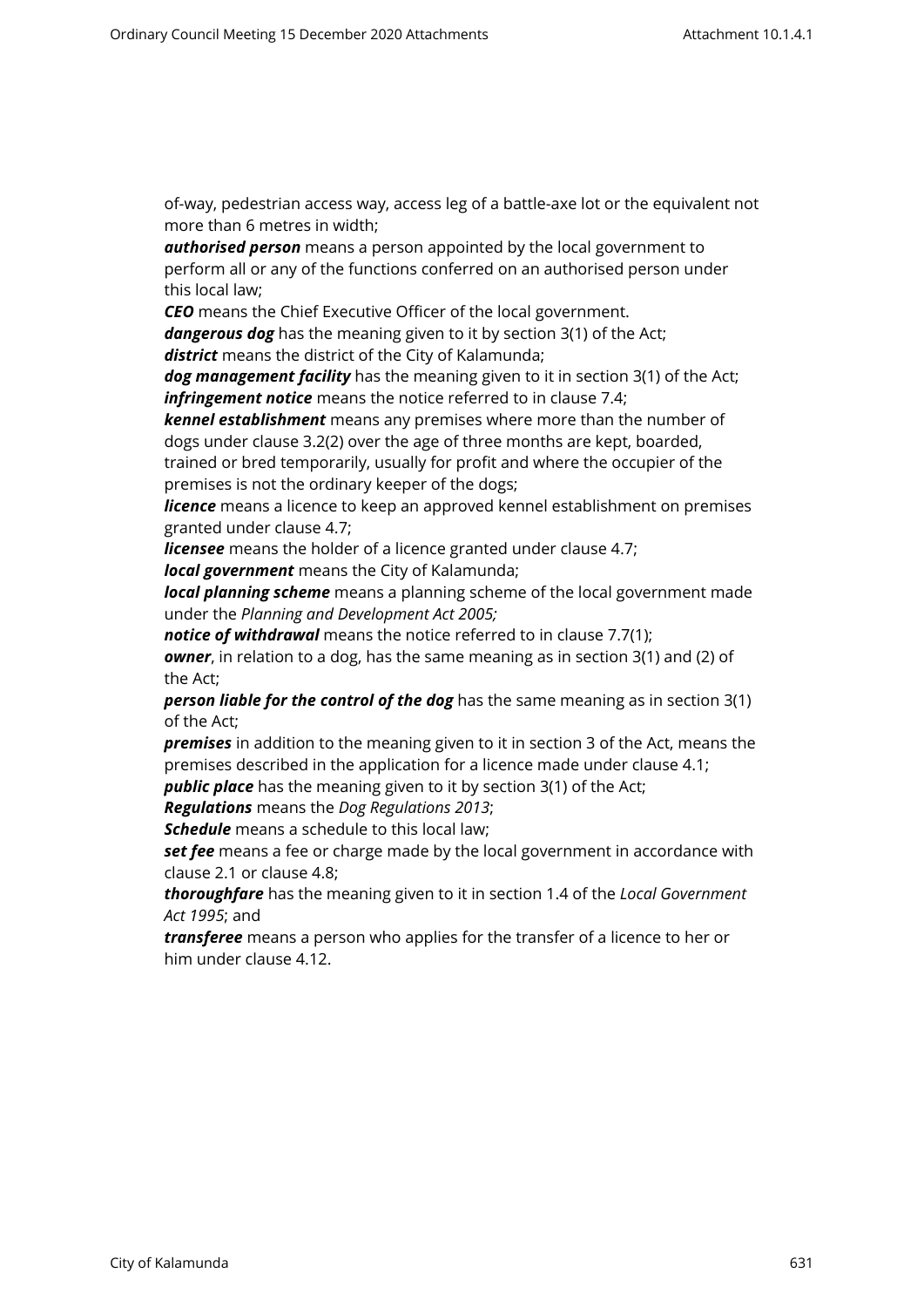of-way, pedestrian access way, access leg of a battle-axe lot or the equivalent not more than 6 metres in width;

***authorised person*** means a person appointed by the local government to perform all or any of the functions conferred on an authorised person under this local law;

***CEO*** means the Chief Executive Officer of the local government.

***dangerous dog*** has the meaning given to it by section 3(1) of the Act;

***district*** means the district of the City of Kalamunda;

***dog management facility*** has the meaning given to it in section 3(1) of the Act;

***infringement notice*** means the notice referred to in clause 7.4;

***kennel establishment*** means any premises where more than the number of dogs under clause 3.2(2) over the age of three months are kept, boarded, trained or bred temporarily, usually for profit and where the occupier of the premises is not the ordinary keeper of the dogs;

***licence*** means a licence to keep an approved kennel establishment on premises granted under clause 4.7;

***licensee*** means the holder of a licence granted under clause 4.7;

***local government*** means the City of Kalamunda;

***local planning scheme*** means a planning scheme of the local government made under the *Planning and Development Act 2005;*

***notice of withdrawal*** means the notice referred to in clause 7.7(1);

***owner***, in relation to a dog, has the same meaning as in section 3(1) and (2) of the Act;

***person liable for the control of the dog*** has the same meaning as in section 3(1) of the Act;

***premises*** in addition to the meaning given to it in section 3 of the Act, means the premises described in the application for a licence made under clause 4.1;

***public place*** has the meaning given to it by section 3(1) of the Act;

***Regulations*** means the *Dog Regulations 2013*;

***Schedule*** means a schedule to this local law;

***set fee*** means a fee or charge made by the local government in accordance with clause 2.1 or clause 4.8;

***thoroughfare*** has the meaning given to it in section 1.4 of the *Local Government Act 1995*; and

***transferee*** means a person who applies for the transfer of a licence to her or him under clause 4.12.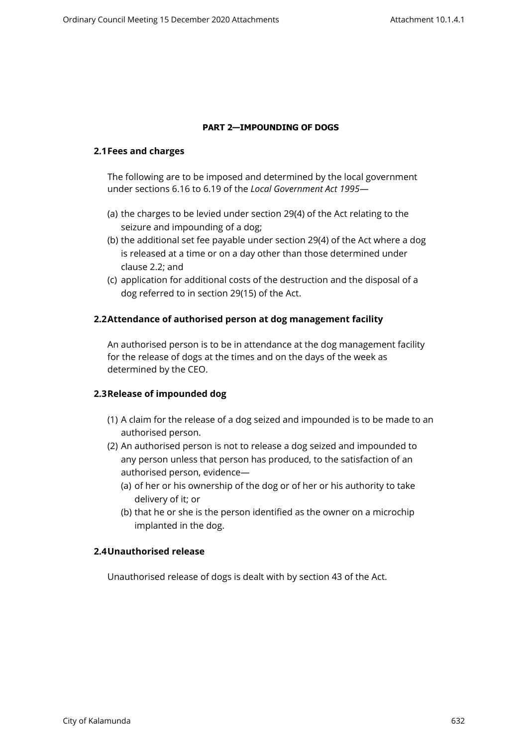## PART 2—IMPOUNDING OF DOGS

### 2.1 Fees and charges

The following are to be imposed and determined by the local government under sections 6.16 to 6.19 of the *Local Government Act 1995*—

(a) the charges to be levied under section 29(4) of the Act relating to the seizure and impounding of a dog;

(b) the additional set fee payable under section 29(4) of the Act where a dog is released at a time or on a day other than those determined under clause 2.2; and

(c) application for additional costs of the destruction and the disposal of a dog referred to in section 29(15) of the Act.

### 2.2 Attendance of authorised person at dog management facility

An authorised person is to be in attendance at the dog management facility for the release of dogs at the times and on the days of the week as determined by the CEO.

### 2.3 Release of impounded dog

(1) A claim for the release of a dog seized and impounded is to be made to an authorised person.

(2) An authorised person is not to release a dog seized and impounded to any person unless that person has produced, to the satisfaction of an authorised person, evidence—

  (a) of her or his ownership of the dog or of her or his authority to take delivery of it; or

  (b) that he or she is the person identified as the owner on a microchip implanted in the dog.

### 2.4 Unauthorised release

Unauthorised release of dogs is dealt with by section 43 of the Act.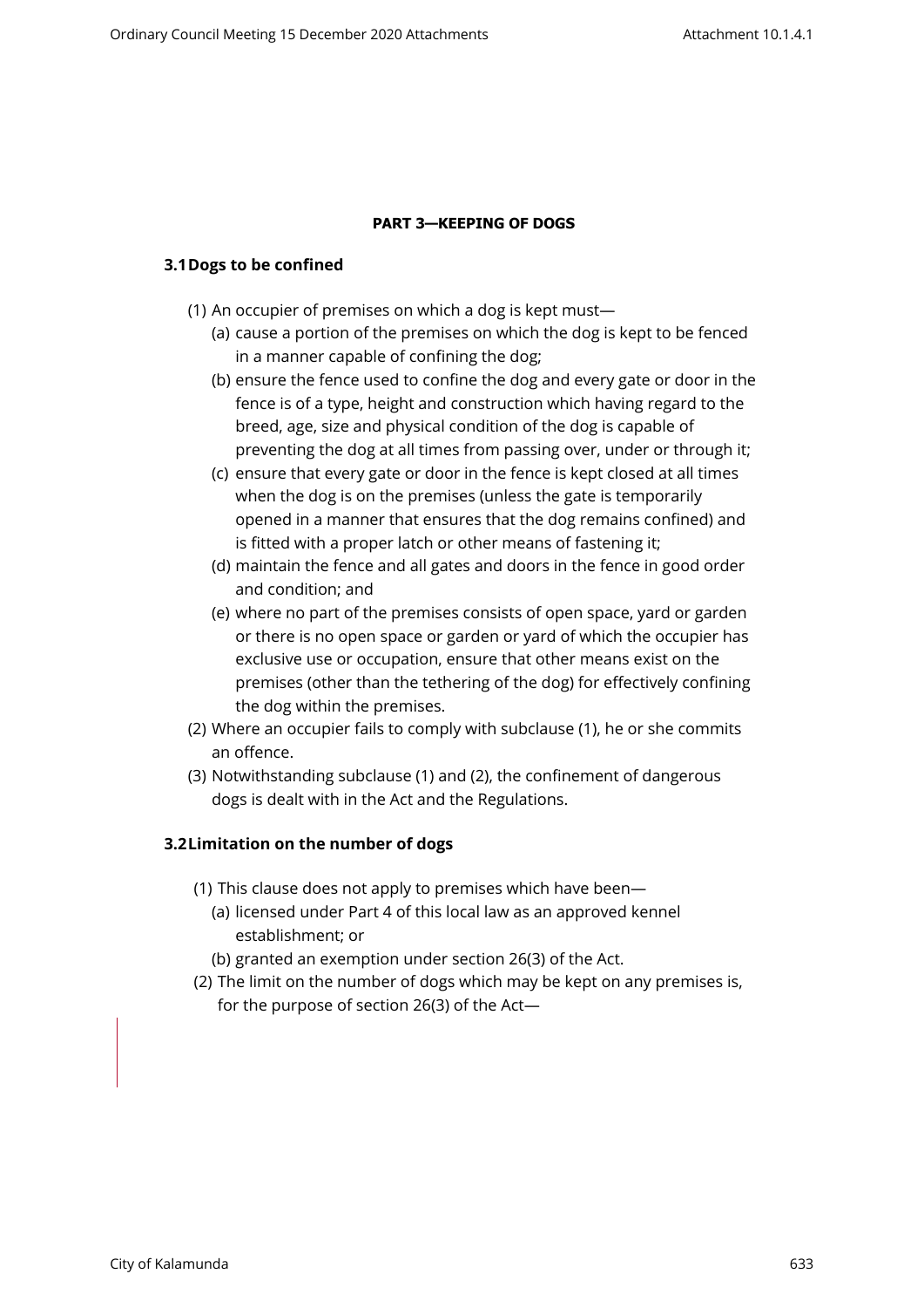## PART 3—KEEPING OF DOGS

### 3.1 Dogs to be confined

(1) An occupier of premises on which a dog is kept must—

(a) cause a portion of the premises on which the dog is kept to be fenced in a manner capable of confining the dog;

(b) ensure the fence used to confine the dog and every gate or door in the fence is of a type, height and construction which having regard to the breed, age, size and physical condition of the dog is capable of preventing the dog at all times from passing over, under or through it;

(c) ensure that every gate or door in the fence is kept closed at all times when the dog is on the premises (unless the gate is temporarily opened in a manner that ensures that the dog remains confined) and is fitted with a proper latch or other means of fastening it;

(d) maintain the fence and all gates and doors in the fence in good order and condition; and

(e) where no part of the premises consists of open space, yard or garden or there is no open space or garden or yard of which the occupier has exclusive use or occupation, ensure that other means exist on the premises (other than the tethering of the dog) for effectively confining the dog within the premises.

(2) Where an occupier fails to comply with subclause (1), he or she commits an offence.

(3) Notwithstanding subclause (1) and (2), the confinement of dangerous dogs is dealt with in the Act and the Regulations.

### 3.2 Limitation on the number of dogs

(1) This clause does not apply to premises which have been—

(a) licensed under Part 4 of this local law as an approved kennel establishment; or

(b) granted an exemption under section 26(3) of the Act.

(2) The limit on the number of dogs which may be kept on any premises is, for the purpose of section 26(3) of the Act—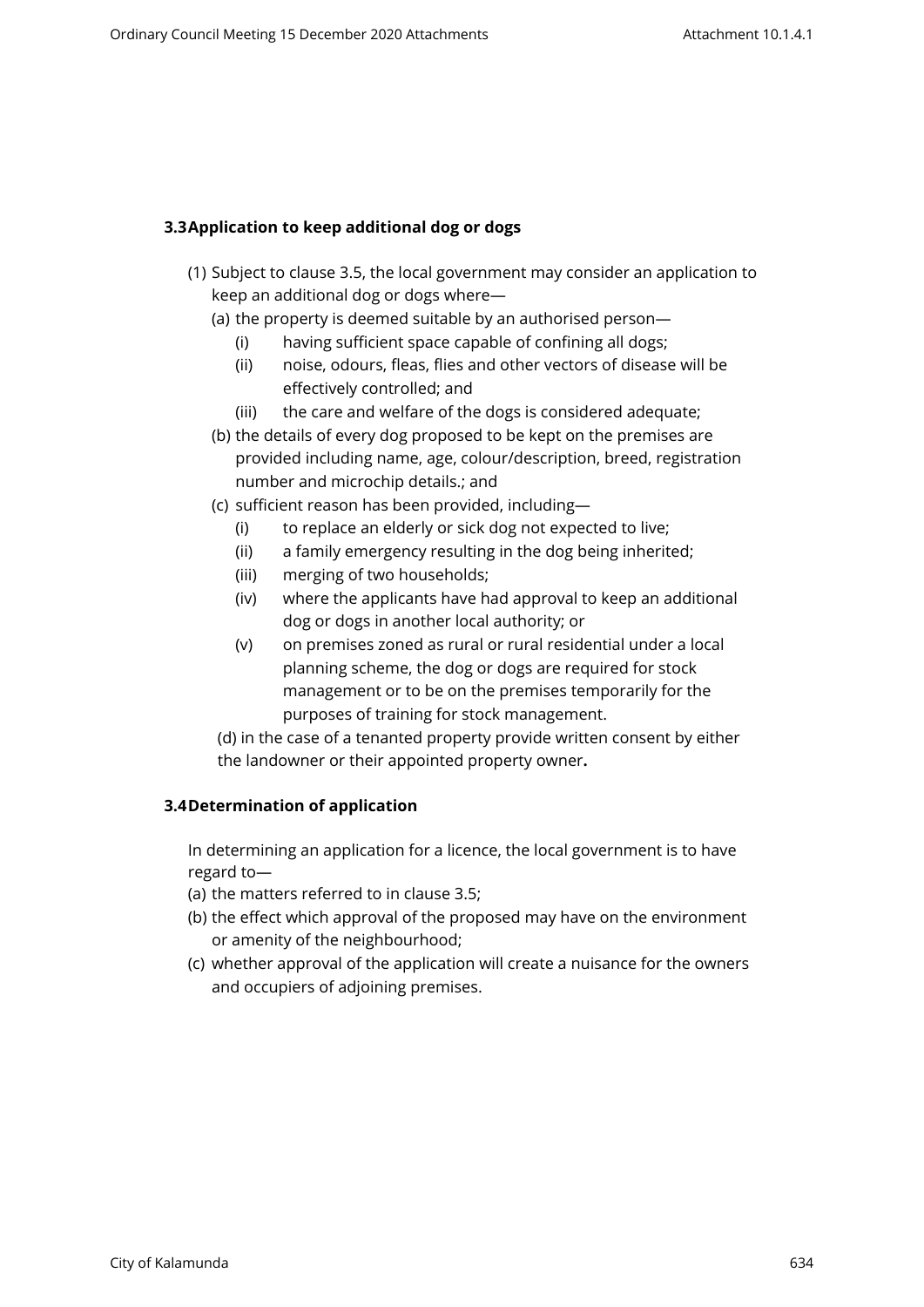### 3.3 Application to keep additional dog or dogs

(1) Subject to clause 3.5, the local government may consider an application to keep an additional dog or dogs where—

(a) the property is deemed suitable by an authorised person—

(i) having sufficient space capable of confining all dogs;

(ii) noise, odours, fleas, flies and other vectors of disease will be effectively controlled; and

(iii) the care and welfare of the dogs is considered adequate;

(b) the details of every dog proposed to be kept on the premises are provided including name, age, colour/description, breed, registration number and microchip details.; and

(c) sufficient reason has been provided, including—

(i) to replace an elderly or sick dog not expected to live;

(ii) a family emergency resulting in the dog being inherited;

(iii) merging of two households;

(iv) where the applicants have had approval to keep an additional dog or dogs in another local authority; or

(v) on premises zoned as rural or rural residential under a local planning scheme, the dog or dogs are required for stock management or to be on the premises temporarily for the purposes of training for stock management.

(d) in the case of a tenanted property provide written consent by either the landowner or their appointed property owner**.**

### 3.4 Determination of application

In determining an application for a licence, the local government is to have regard to—

(a) the matters referred to in clause 3.5;

(b) the effect which approval of the proposed may have on the environment or amenity of the neighbourhood;

(c) whether approval of the application will create a nuisance for the owners and occupiers of adjoining premises.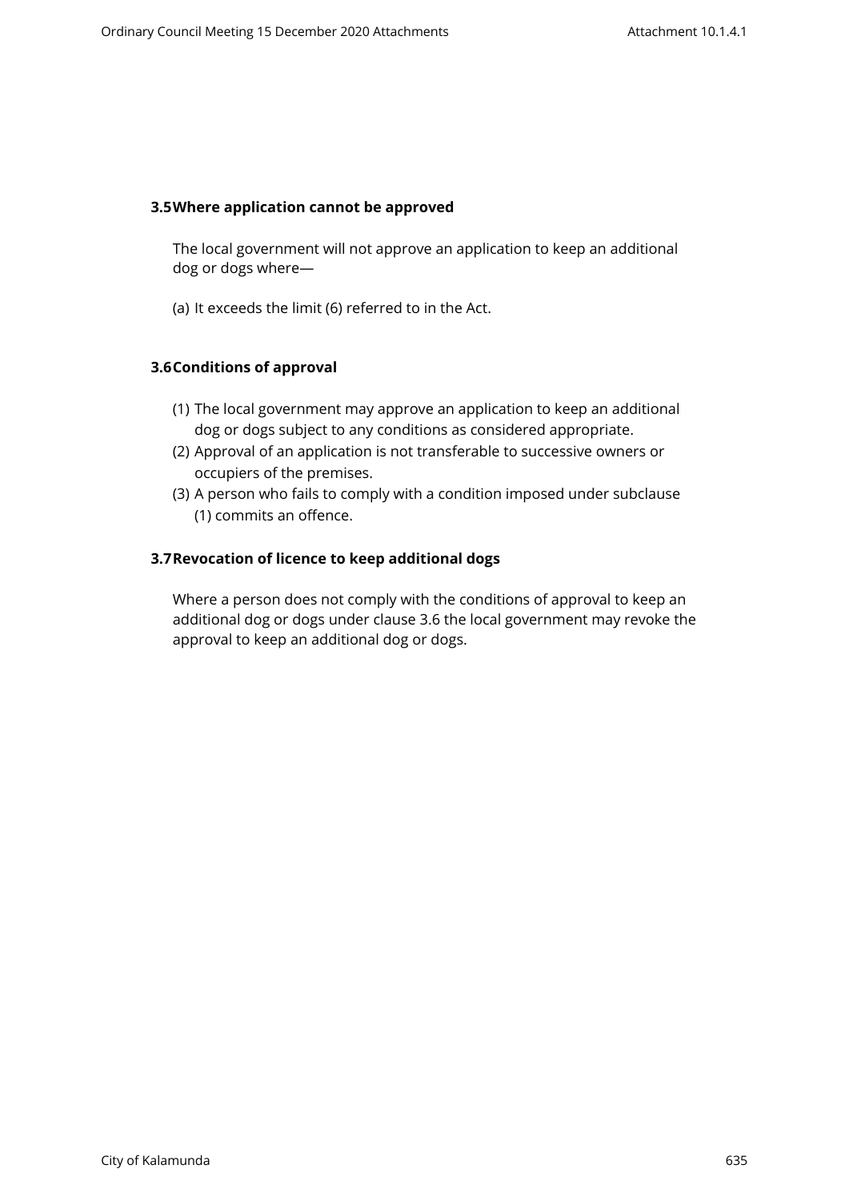### 3.5 Where application cannot be approved

The local government will not approve an application to keep an additional dog or dogs where—

(a) It exceeds the limit (6) referred to in the Act.

### 3.6 Conditions of approval

(1) The local government may approve an application to keep an additional dog or dogs subject to any conditions as considered appropriate.
(2) Approval of an application is not transferable to successive owners or occupiers of the premises.
(3) A person who fails to comply with a condition imposed under subclause (1) commits an offence.

### 3.7 Revocation of licence to keep additional dogs

Where a person does not comply with the conditions of approval to keep an additional dog or dogs under clause 3.6 the local government may revoke the approval to keep an additional dog or dogs.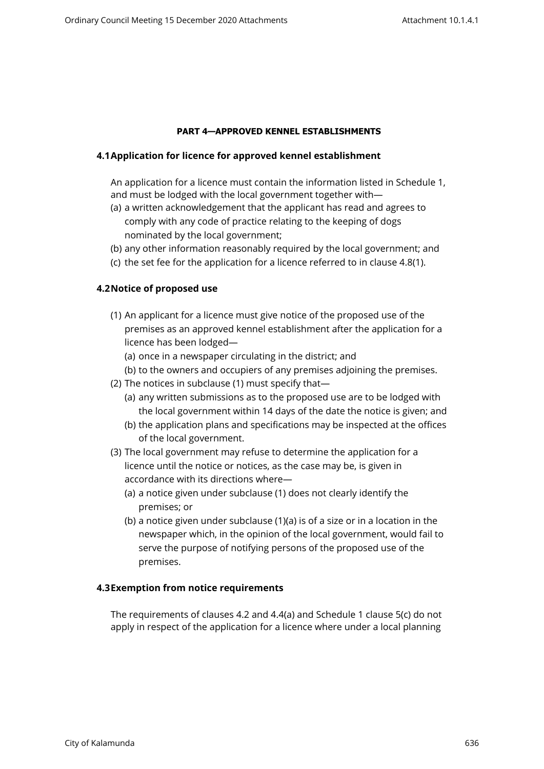## PART 4—APPROVED KENNEL ESTABLISHMENTS

### 4.1 Application for licence for approved kennel establishment

An application for a licence must contain the information listed in Schedule 1, and must be lodged with the local government together with—

(a) a written acknowledgement that the applicant has read and agrees to comply with any code of practice relating to the keeping of dogs nominated by the local government;

(b) any other information reasonably required by the local government; and

(c) the set fee for the application for a licence referred to in clause 4.8(1).

### 4.2 Notice of proposed use

(1) An applicant for a licence must give notice of the proposed use of the premises as an approved kennel establishment after the application for a licence has been lodged—

  (a) once in a newspaper circulating in the district; and

  (b) to the owners and occupiers of any premises adjoining the premises.

(2) The notices in subclause (1) must specify that—

  (a) any written submissions as to the proposed use are to be lodged with the local government within 14 days of the date the notice is given; and

  (b) the application plans and specifications may be inspected at the offices of the local government.

(3) The local government may refuse to determine the application for a licence until the notice or notices, as the case may be, is given in accordance with its directions where—

  (a) a notice given under subclause (1) does not clearly identify the premises; or

  (b) a notice given under subclause (1)(a) is of a size or in a location in the newspaper which, in the opinion of the local government, would fail to serve the purpose of notifying persons of the proposed use of the premises.

### 4.3 Exemption from notice requirements

The requirements of clauses 4.2 and 4.4(a) and Schedule 1 clause 5(c) do not apply in respect of the application for a licence where under a local planning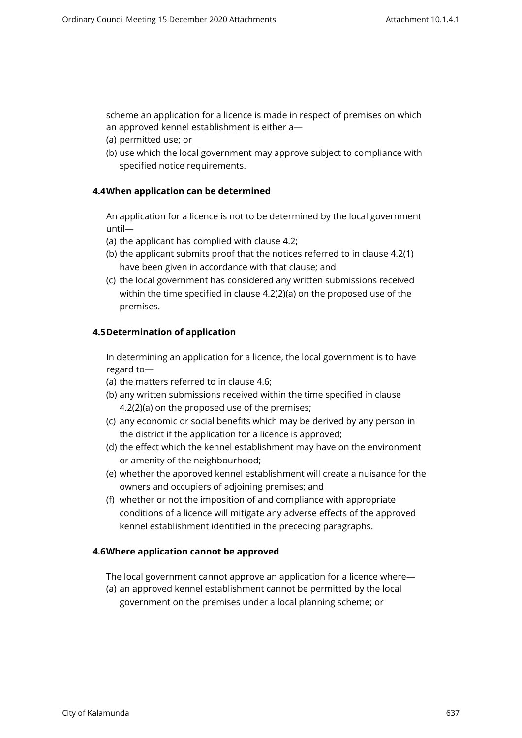scheme an application for a licence is made in respect of premises on which an approved kennel establishment is either a—

(a) permitted use; or

(b) use which the local government may approve subject to compliance with specified notice requirements.

### 4.4 When application can be determined

An application for a licence is not to be determined by the local government until—

(a) the applicant has complied with clause 4.2;

(b) the applicant submits proof that the notices referred to in clause 4.2(1) have been given in accordance with that clause; and

(c) the local government has considered any written submissions received within the time specified in clause 4.2(2)(a) on the proposed use of the premises.

### 4.5 Determination of application

In determining an application for a licence, the local government is to have regard to—

(a) the matters referred to in clause 4.6;

(b) any written submissions received within the time specified in clause 4.2(2)(a) on the proposed use of the premises;

(c) any economic or social benefits which may be derived by any person in the district if the application for a licence is approved;

(d) the effect which the kennel establishment may have on the environment or amenity of the neighbourhood;

(e) whether the approved kennel establishment will create a nuisance for the owners and occupiers of adjoining premises; and

(f) whether or not the imposition of and compliance with appropriate conditions of a licence will mitigate any adverse effects of the approved kennel establishment identified in the preceding paragraphs.

### 4.6 Where application cannot be approved

The local government cannot approve an application for a licence where—

(a) an approved kennel establishment cannot be permitted by the local government on the premises under a local planning scheme; or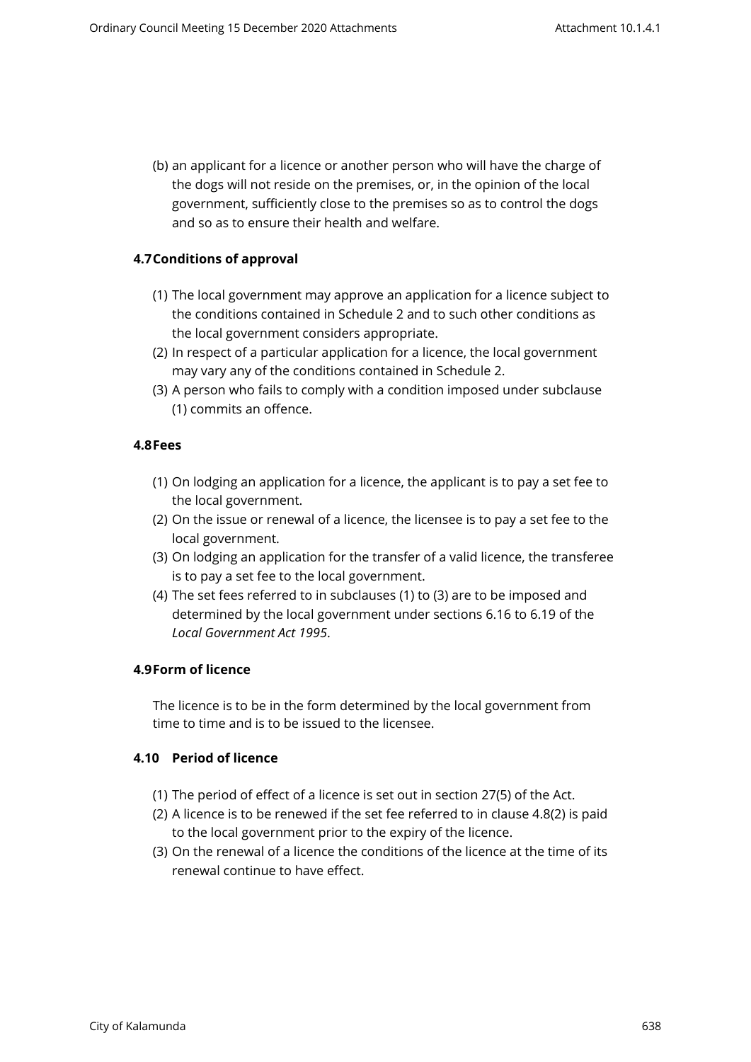(b) an applicant for a licence or another person who will have the charge of the dogs will not reside on the premises, or, in the opinion of the local government, sufficiently close to the premises so as to control the dogs and so as to ensure their health and welfare.

### 4.7 Conditions of approval

(1) The local government may approve an application for a licence subject to the conditions contained in Schedule 2 and to such other conditions as the local government considers appropriate.

(2) In respect of a particular application for a licence, the local government may vary any of the conditions contained in Schedule 2.

(3) A person who fails to comply with a condition imposed under subclause (1) commits an offence.

### 4.8 Fees

(1) On lodging an application for a licence, the applicant is to pay a set fee to the local government.

(2) On the issue or renewal of a licence, the licensee is to pay a set fee to the local government.

(3) On lodging an application for the transfer of a valid licence, the transferee is to pay a set fee to the local government.

(4) The set fees referred to in subclauses (1) to (3) are to be imposed and determined by the local government under sections 6.16 to 6.19 of the *Local Government Act 1995*.

### 4.9 Form of licence

The licence is to be in the form determined by the local government from time to time and is to be issued to the licensee.

### 4.10 Period of licence

(1) The period of effect of a licence is set out in section 27(5) of the Act.

(2) A licence is to be renewed if the set fee referred to in clause 4.8(2) is paid to the local government prior to the expiry of the licence.

(3) On the renewal of a licence the conditions of the licence at the time of its renewal continue to have effect.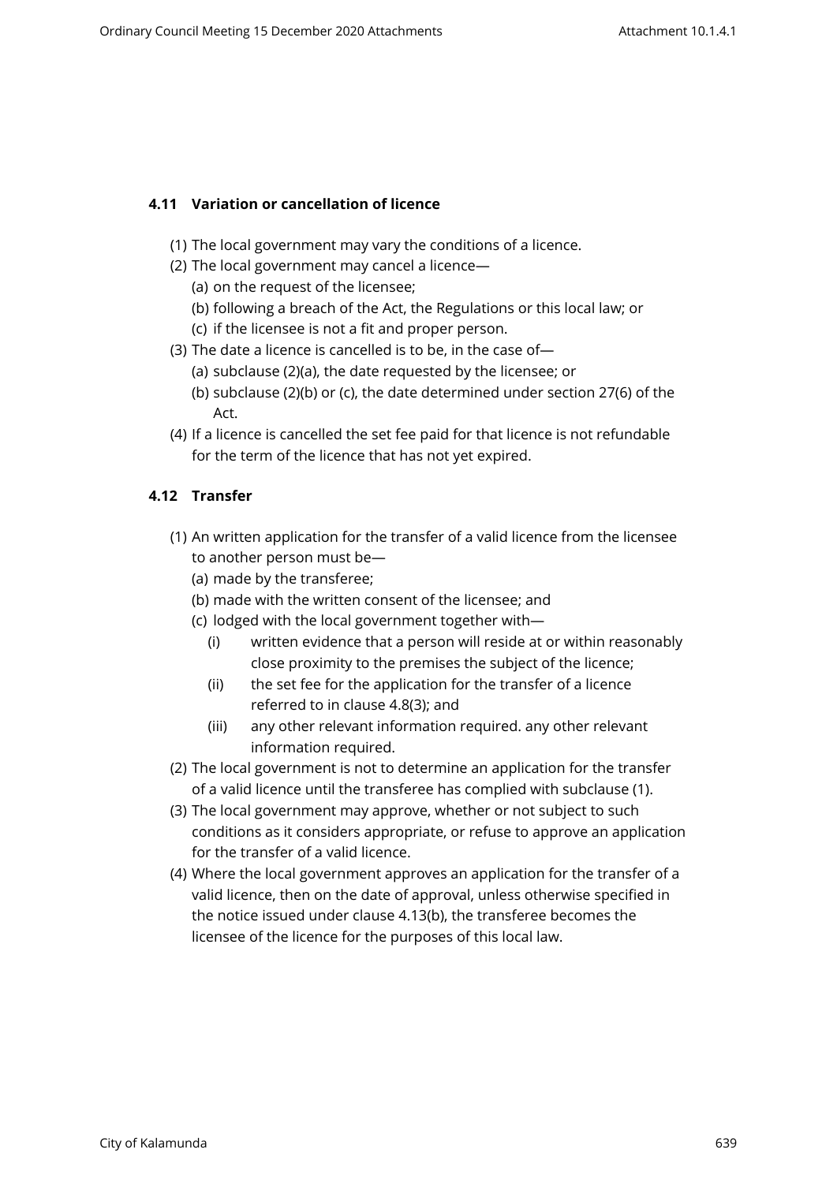### 4.11 Variation or cancellation of licence

(1) The local government may vary the conditions of a licence.

(2) The local government may cancel a licence—

(a) on the request of the licensee;

(b) following a breach of the Act, the Regulations or this local law; or

(c) if the licensee is not a fit and proper person.

(3) The date a licence is cancelled is to be, in the case of—

(a) subclause (2)(a), the date requested by the licensee; or

(b) subclause (2)(b) or (c), the date determined under section 27(6) of the Act.

(4) If a licence is cancelled the set fee paid for that licence is not refundable for the term of the licence that has not yet expired.

### 4.12 Transfer

(1) An written application for the transfer of a valid licence from the licensee to another person must be—

(a) made by the transferee;

(b) made with the written consent of the licensee; and

(c) lodged with the local government together with—

(i) written evidence that a person will reside at or within reasonably close proximity to the premises the subject of the licence;

(ii) the set fee for the application for the transfer of a licence referred to in clause 4.8(3); and

(iii) any other relevant information required. any other relevant information required.

(2) The local government is not to determine an application for the transfer of a valid licence until the transferee has complied with subclause (1).

(3) The local government may approve, whether or not subject to such conditions as it considers appropriate, or refuse to approve an application for the transfer of a valid licence.

(4) Where the local government approves an application for the transfer of a valid licence, then on the date of approval, unless otherwise specified in the notice issued under clause 4.13(b), the transferee becomes the licensee of the licence for the purposes of this local law.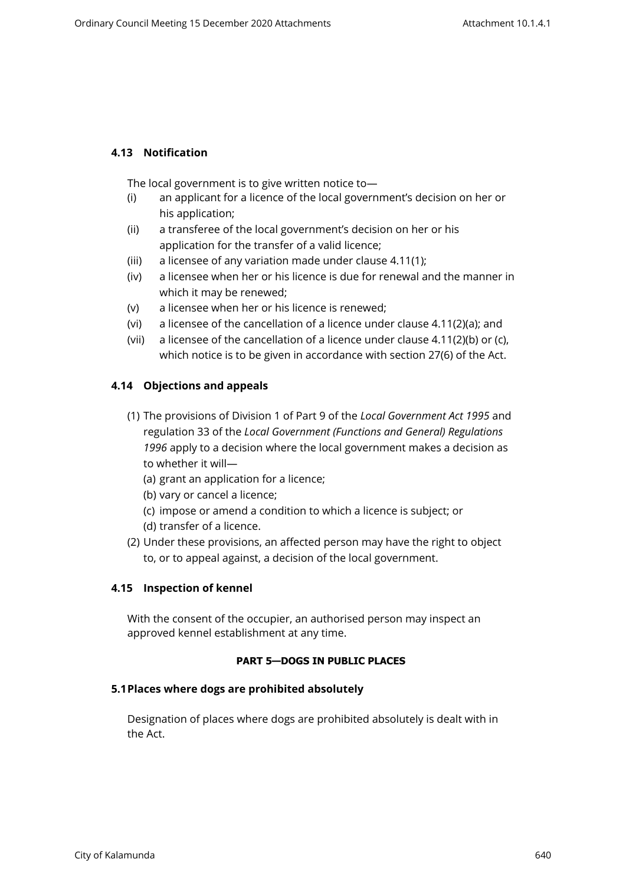### 4.13 Notification

The local government is to give written notice to—

- (i) an applicant for a licence of the local government's decision on her or his application;
- (ii) a transferee of the local government's decision on her or his application for the transfer of a valid licence;
- (iii) a licensee of any variation made under clause 4.11(1);
- (iv) a licensee when her or his licence is due for renewal and the manner in which it may be renewed;
- (v) a licensee when her or his licence is renewed;
- (vi) a licensee of the cancellation of a licence under clause 4.11(2)(a); and
- (vii) a licensee of the cancellation of a licence under clause 4.11(2)(b) or (c), which notice is to be given in accordance with section 27(6) of the Act.

### 4.14 Objections and appeals

(1) The provisions of Division 1 of Part 9 of the *Local Government Act 1995* and regulation 33 of the *Local Government (Functions and General) Regulations 1996* apply to a decision where the local government makes a decision as to whether it will—

- (a) grant an application for a licence;
- (b) vary or cancel a licence;
- (c) impose or amend a condition to which a licence is subject; or
- (d) transfer of a licence.

(2) Under these provisions, an affected person may have the right to object to, or to appeal against, a decision of the local government.

### 4.15 Inspection of kennel

With the consent of the occupier, an authorised person may inspect an approved kennel establishment at any time.

## PART 5—DOGS IN PUBLIC PLACES

### 5.1 Places where dogs are prohibited absolutely

Designation of places where dogs are prohibited absolutely is dealt with in the Act.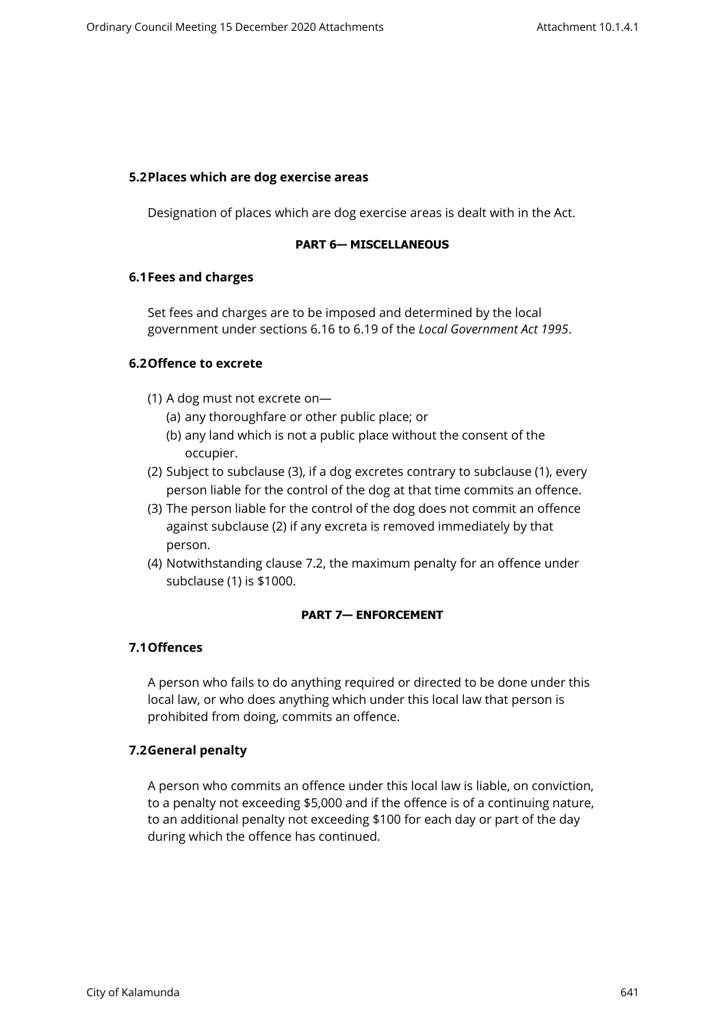### 5.2 Places which are dog exercise areas

Designation of places which are dog exercise areas is dealt with in the Act.

## PART 6— MISCELLANEOUS

### 6.1 Fees and charges

Set fees and charges are to be imposed and determined by the local government under sections 6.16 to 6.19 of the *Local Government Act 1995*.

### 6.2 Offence to excrete

(1) A dog must not excrete on—
  (a) any thoroughfare or other public place; or
  (b) any land which is not a public place without the consent of the occupier.

(2) Subject to subclause (3), if a dog excretes contrary to subclause (1), every person liable for the control of the dog at that time commits an offence.

(3) The person liable for the control of the dog does not commit an offence against subclause (2) if any excreta is removed immediately by that person.

(4) Notwithstanding clause 7.2, the maximum penalty for an offence under subclause (1) is $1000.

## PART 7— ENFORCEMENT

### 7.1 Offences

A person who fails to do anything required or directed to be done under this local law, or who does anything which under this local law that person is prohibited from doing, commits an offence.

### 7.2 General penalty

A person who commits an offence under this local law is liable, on conviction, to a penalty not exceeding $5,000 and if the offence is of a continuing nature, to an additional penalty not exceeding $100 for each day or part of the day during which the offence has continued.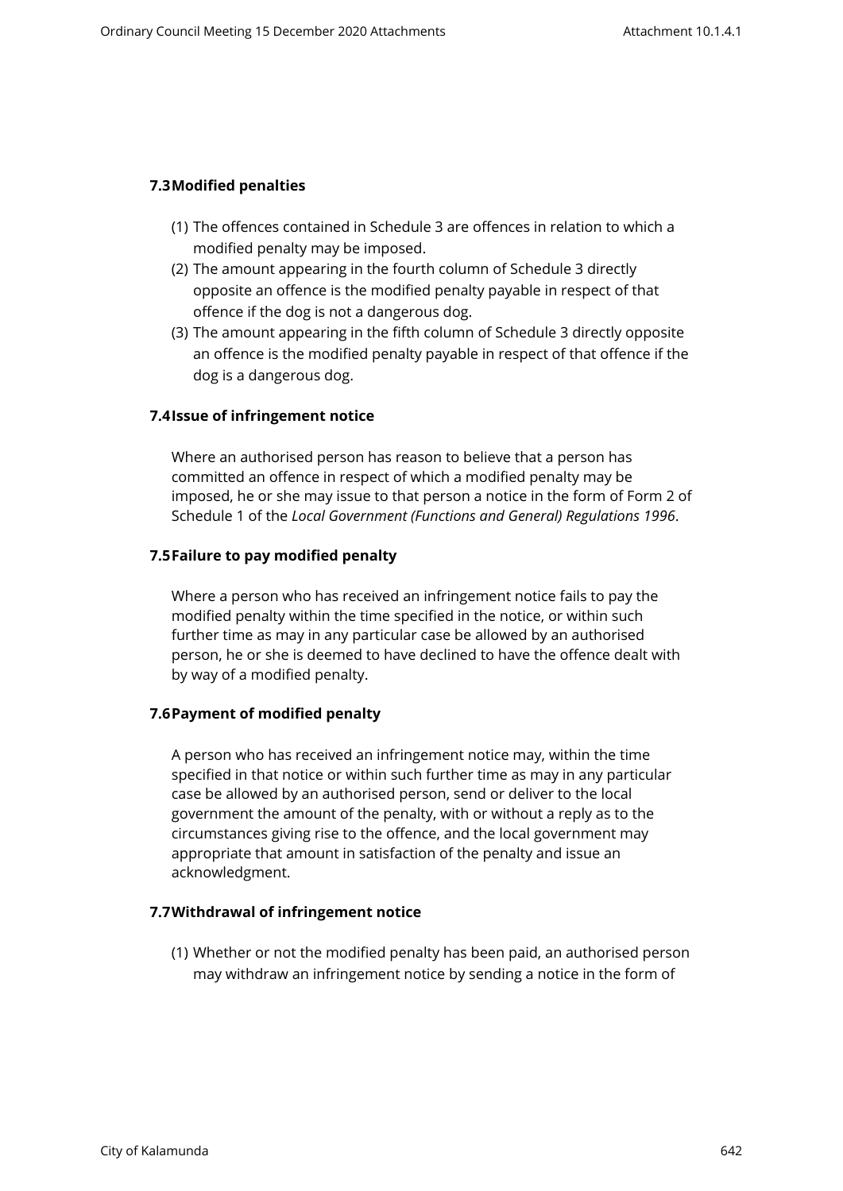### 7.3 Modified penalties

(1) The offences contained in Schedule 3 are offences in relation to which a modified penalty may be imposed.
(2) The amount appearing in the fourth column of Schedule 3 directly opposite an offence is the modified penalty payable in respect of that offence if the dog is not a dangerous dog.
(3) The amount appearing in the fifth column of Schedule 3 directly opposite an offence is the modified penalty payable in respect of that offence if the dog is a dangerous dog.

### 7.4 Issue of infringement notice

Where an authorised person has reason to believe that a person has committed an offence in respect of which a modified penalty may be imposed, he or she may issue to that person a notice in the form of Form 2 of Schedule 1 of the *Local Government (Functions and General) Regulations 1996*.

### 7.5 Failure to pay modified penalty

Where a person who has received an infringement notice fails to pay the modified penalty within the time specified in the notice, or within such further time as may in any particular case be allowed by an authorised person, he or she is deemed to have declined to have the offence dealt with by way of a modified penalty.

### 7.6 Payment of modified penalty

A person who has received an infringement notice may, within the time specified in that notice or within such further time as may in any particular case be allowed by an authorised person, send or deliver to the local government the amount of the penalty, with or without a reply as to the circumstances giving rise to the offence, and the local government may appropriate that amount in satisfaction of the penalty and issue an acknowledgment.

### 7.7 Withdrawal of infringement notice

(1) Whether or not the modified penalty has been paid, an authorised person may withdraw an infringement notice by sending a notice in the form of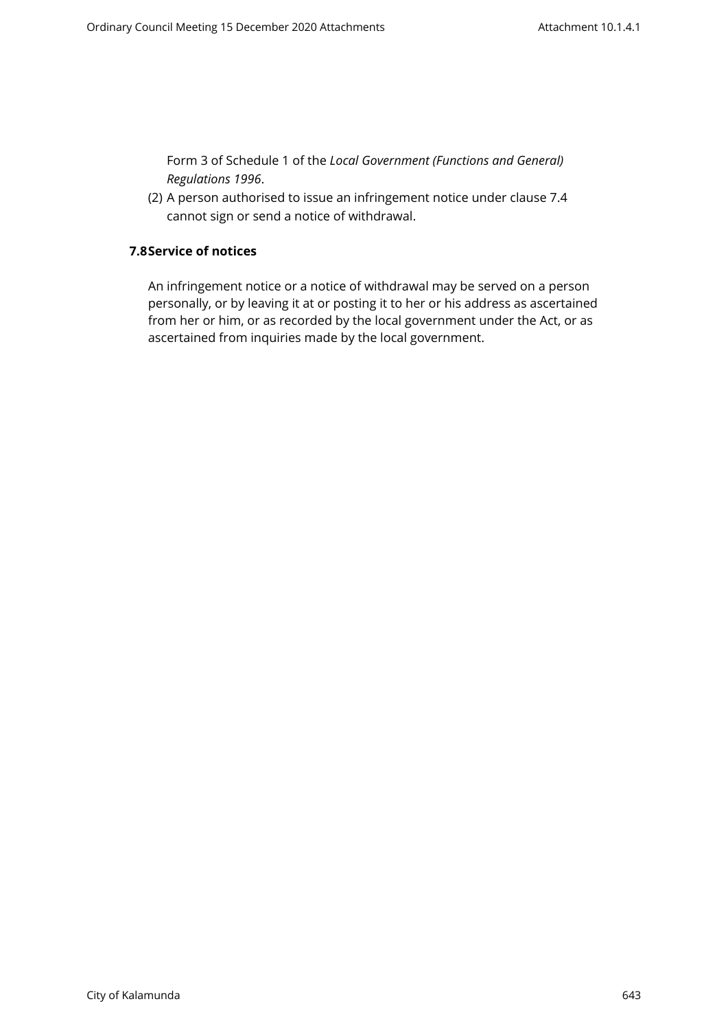Form 3 of Schedule 1 of the *Local Government (Functions and General) Regulations 1996*.

(2) A person authorised to issue an infringement notice under clause 7.4 cannot sign or send a notice of withdrawal.

## 7.8 Service of notices

An infringement notice or a notice of withdrawal may be served on a person personally, or by leaving it at or posting it to her or his address as ascertained from her or him, or as recorded by the local government under the Act, or as ascertained from inquiries made by the local government.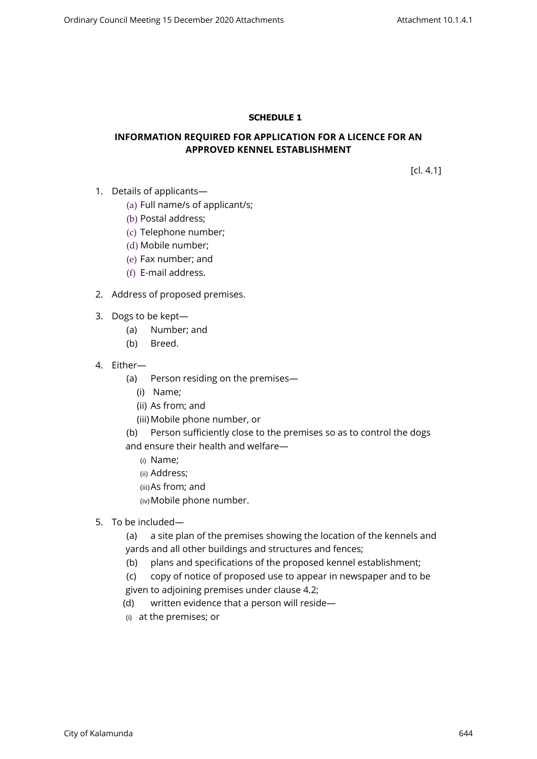**SCHEDULE 1**

**INFORMATION REQUIRED FOR APPLICATION FOR A LICENCE FOR AN APPROVED KENNEL ESTABLISHMENT**

[cl. 4.1]

1. Details of applicants—
   - (a) Full name/s of applicant/s;
   - (b) Postal address;
   - (c) Telephone number;
   - (d) Mobile number;
   - (e) Fax number; and
   - (f) E-mail address.

2. Address of proposed premises.

3. Dogs to be kept—
   - (a) Number; and
   - (b) Breed.

4. Either—
   - (a) Person residing on the premises—
     - (i) Name;
     - (ii) As from; and
     - (iii) Mobile phone number, or
   - (b) Person sufficiently close to the premises so as to control the dogs and ensure their health and welfare—
     - (i) Name;
     - (ii) Address;
     - (iii) As from; and
     - (iv) Mobile phone number.

5. To be included—
   - (a) a site plan of the premises showing the location of the kennels and yards and all other buildings and structures and fences;
   - (b) plans and specifications of the proposed kennel establishment;
   - (c) copy of notice of proposed use to appear in newspaper and to be given to adjoining premises under clause 4.2;
   - (d) written evidence that a person will reside—
     - (i) at the premises; or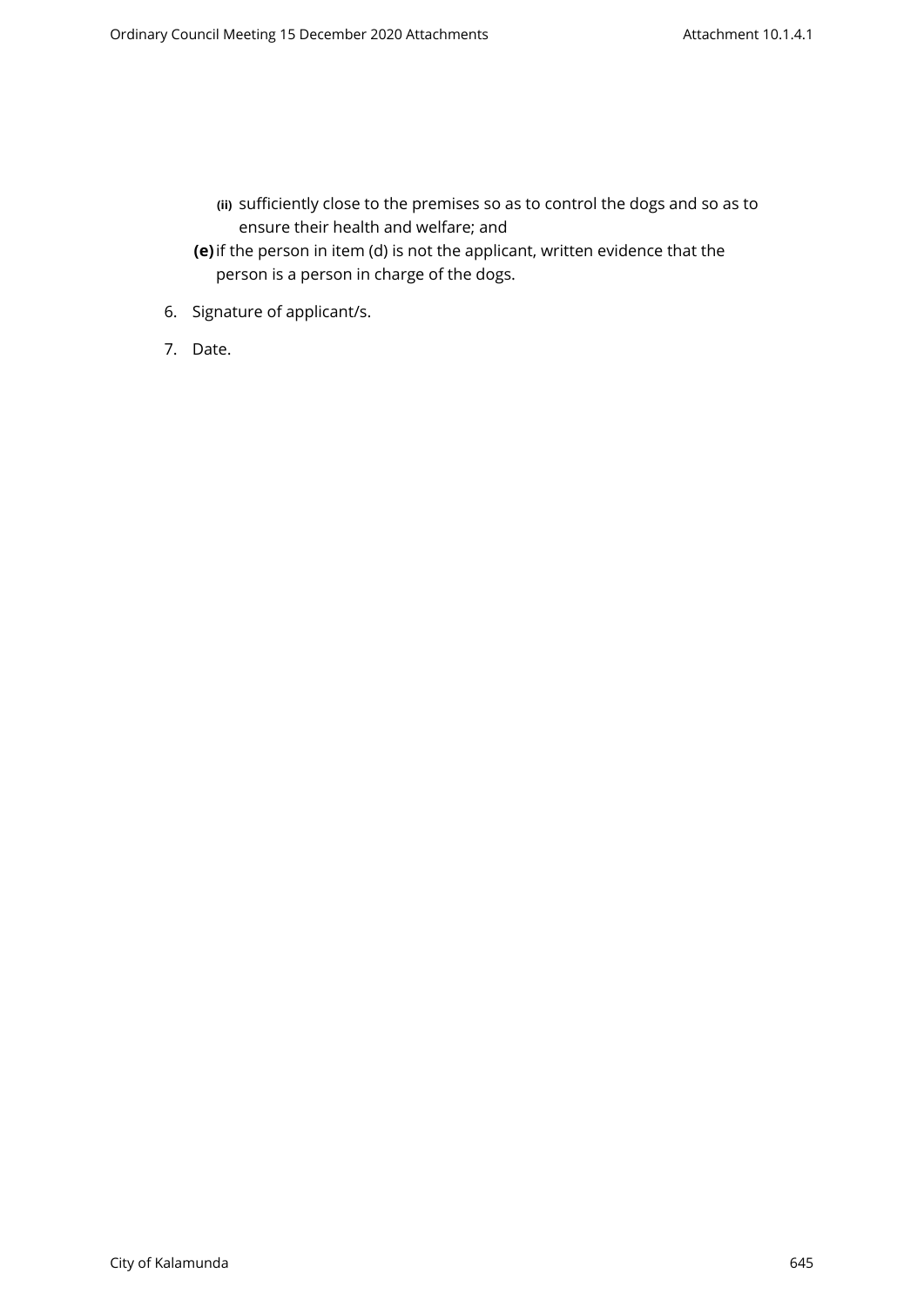(ii) sufficiently close to the premises so as to control the dogs and so as to ensure their health and welfare; and

**(e)** if the person in item (d) is not the applicant, written evidence that the person is a person in charge of the dogs.

6. Signature of applicant/s.

7. Date.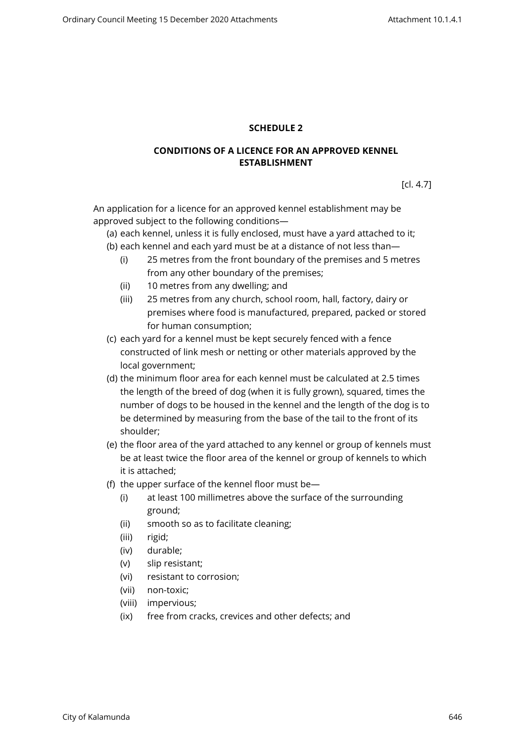## SCHEDULE 2

## CONDITIONS OF A LICENCE FOR AN APPROVED KENNEL ESTABLISHMENT

[cl. 4.7]

An application for a licence for an approved kennel establishment may be approved subject to the following conditions—

(a) each kennel, unless it is fully enclosed, must have a yard attached to it;

(b) each kennel and each yard must be at a distance of not less than—

  (i) 25 metres from the front boundary of the premises and 5 metres from any other boundary of the premises;

  (ii) 10 metres from any dwelling; and

  (iii) 25 metres from any church, school room, hall, factory, dairy or premises where food is manufactured, prepared, packed or stored for human consumption;

(c) each yard for a kennel must be kept securely fenced with a fence constructed of link mesh or netting or other materials approved by the local government;

(d) the minimum floor area for each kennel must be calculated at 2.5 times the length of the breed of dog (when it is fully grown), squared, times the number of dogs to be housed in the kennel and the length of the dog is to be determined by measuring from the base of the tail to the front of its shoulder;

(e) the floor area of the yard attached to any kennel or group of kennels must be at least twice the floor area of the kennel or group of kennels to which it is attached;

(f) the upper surface of the kennel floor must be—

  (i) at least 100 millimetres above the surface of the surrounding ground;

  (ii) smooth so as to facilitate cleaning;

  (iii) rigid;

  (iv) durable;

  (v) slip resistant;

  (vi) resistant to corrosion;

  (vii) non-toxic;

  (viii) impervious;

  (ix) free from cracks, crevices and other defects; and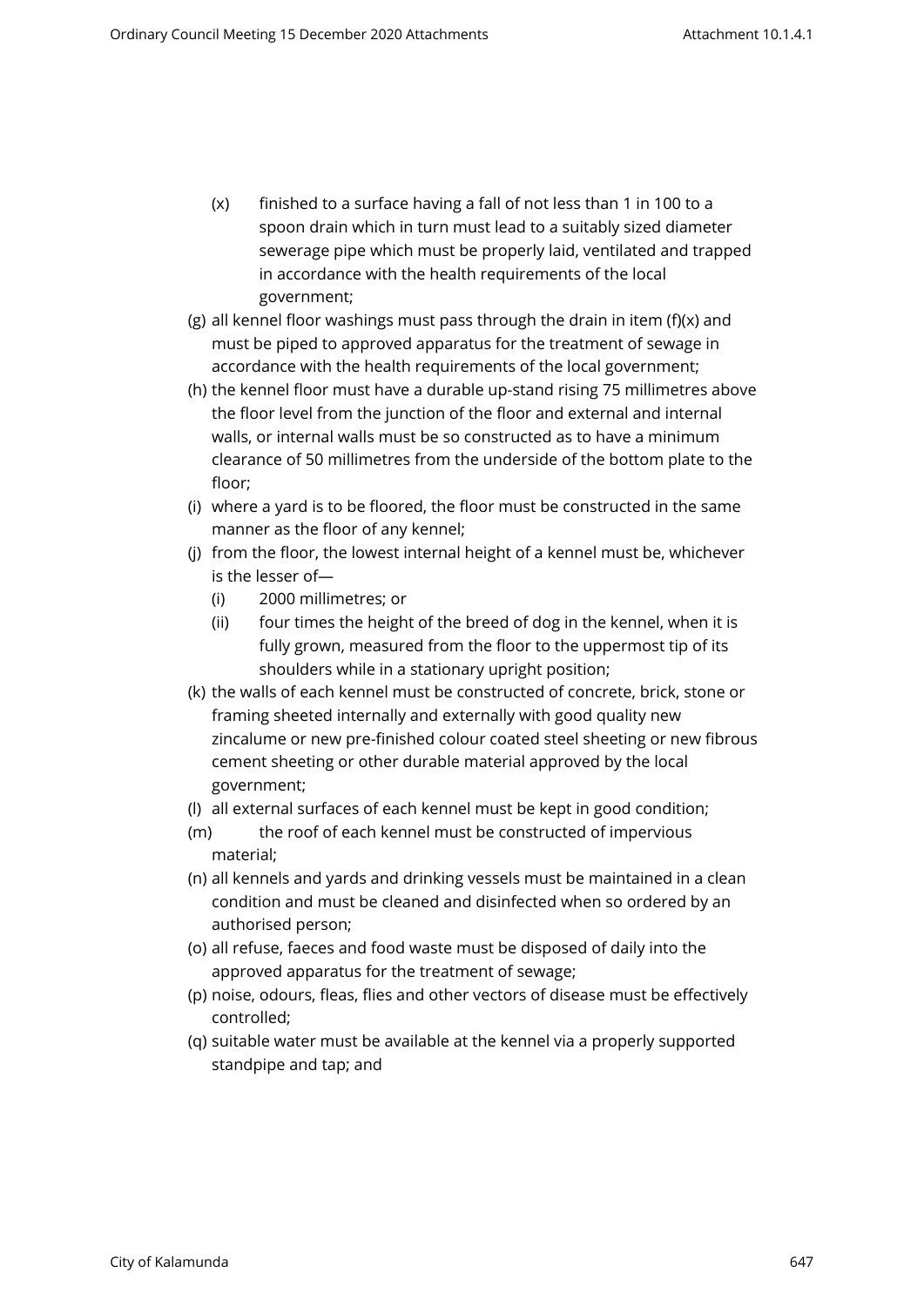(x) finished to a surface having a fall of not less than 1 in 100 to a spoon drain which in turn must lead to a suitably sized diameter sewerage pipe which must be properly laid, ventilated and trapped in accordance with the health requirements of the local government;

(g) all kennel floor washings must pass through the drain in item (f)(x) and must be piped to approved apparatus for the treatment of sewage in accordance with the health requirements of the local government;

(h) the kennel floor must have a durable up-stand rising 75 millimetres above the floor level from the junction of the floor and external and internal walls, or internal walls must be so constructed as to have a minimum clearance of 50 millimetres from the underside of the bottom plate to the floor;

(i) where a yard is to be floored, the floor must be constructed in the same manner as the floor of any kennel;

(j) from the floor, the lowest internal height of a kennel must be, whichever is the lesser of—

   (i) 2000 millimetres; or

   (ii) four times the height of the breed of dog in the kennel, when it is fully grown, measured from the floor to the uppermost tip of its shoulders while in a stationary upright position;

(k) the walls of each kennel must be constructed of concrete, brick, stone or framing sheeted internally and externally with good quality new zincalume or new pre-finished colour coated steel sheeting or new fibrous cement sheeting or other durable material approved by the local government;

(l) all external surfaces of each kennel must be kept in good condition;

(m) the roof of each kennel must be constructed of impervious material;

(n) all kennels and yards and drinking vessels must be maintained in a clean condition and must be cleaned and disinfected when so ordered by an authorised person;

(o) all refuse, faeces and food waste must be disposed of daily into the approved apparatus for the treatment of sewage;

(p) noise, odours, fleas, flies and other vectors of disease must be effectively controlled;

(q) suitable water must be available at the kennel via a properly supported standpipe and tap; and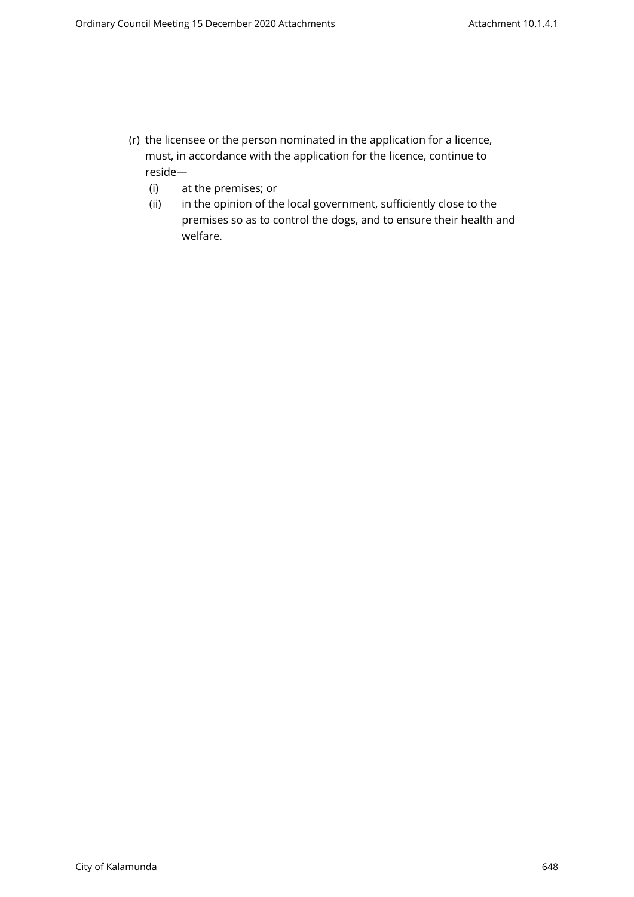(r) the licensee or the person nominated in the application for a licence, must, in accordance with the application for the licence, continue to reside—

  (i) at the premises; or

  (ii) in the opinion of the local government, sufficiently close to the premises so as to control the dogs, and to ensure their health and welfare.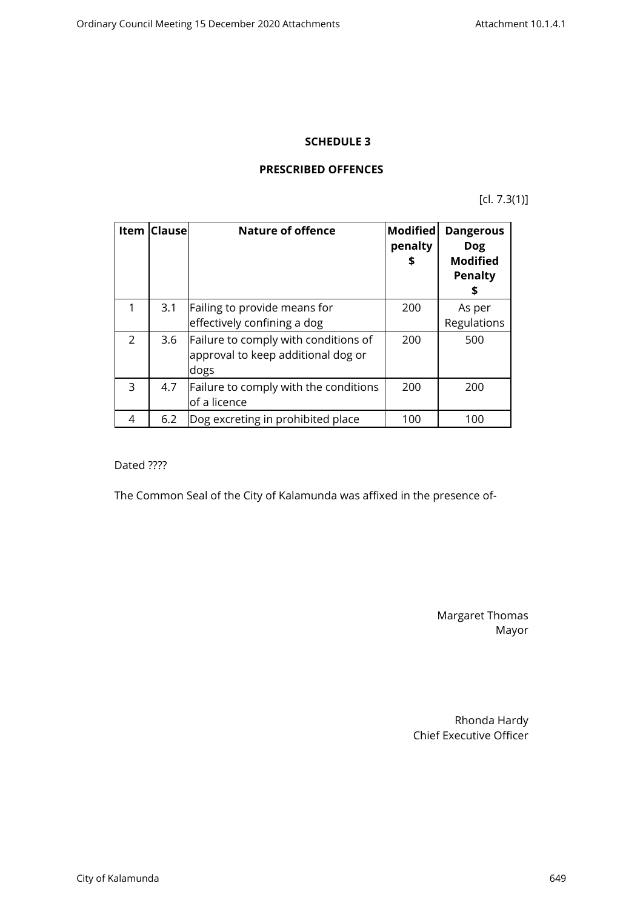## SCHEDULE 3

## PRESCRIBED OFFENCES

[cl. 7.3(1)]

| Item | Clause | Nature of offence | Modified penalty $ | Dangerous Dog Modified Penalty $ |
|---|---|---|---|---|
| 1 | 3.1 | Failing to provide means for effectively confining a dog | 200 | As per Regulations |
| 2 | 3.6 | Failure to comply with conditions of approval to keep additional dog or dogs | 200 | 500 |
| 3 | 4.7 | Failure to comply with the conditions of a licence | 200 | 200 |
| 4 | 6.2 | Dog excreting in prohibited place | 100 | 100 |

Dated ????

The Common Seal of the City of Kalamunda was affixed in the presence of-

Margaret Thomas
Mayor

Rhonda Hardy
Chief Executive Officer